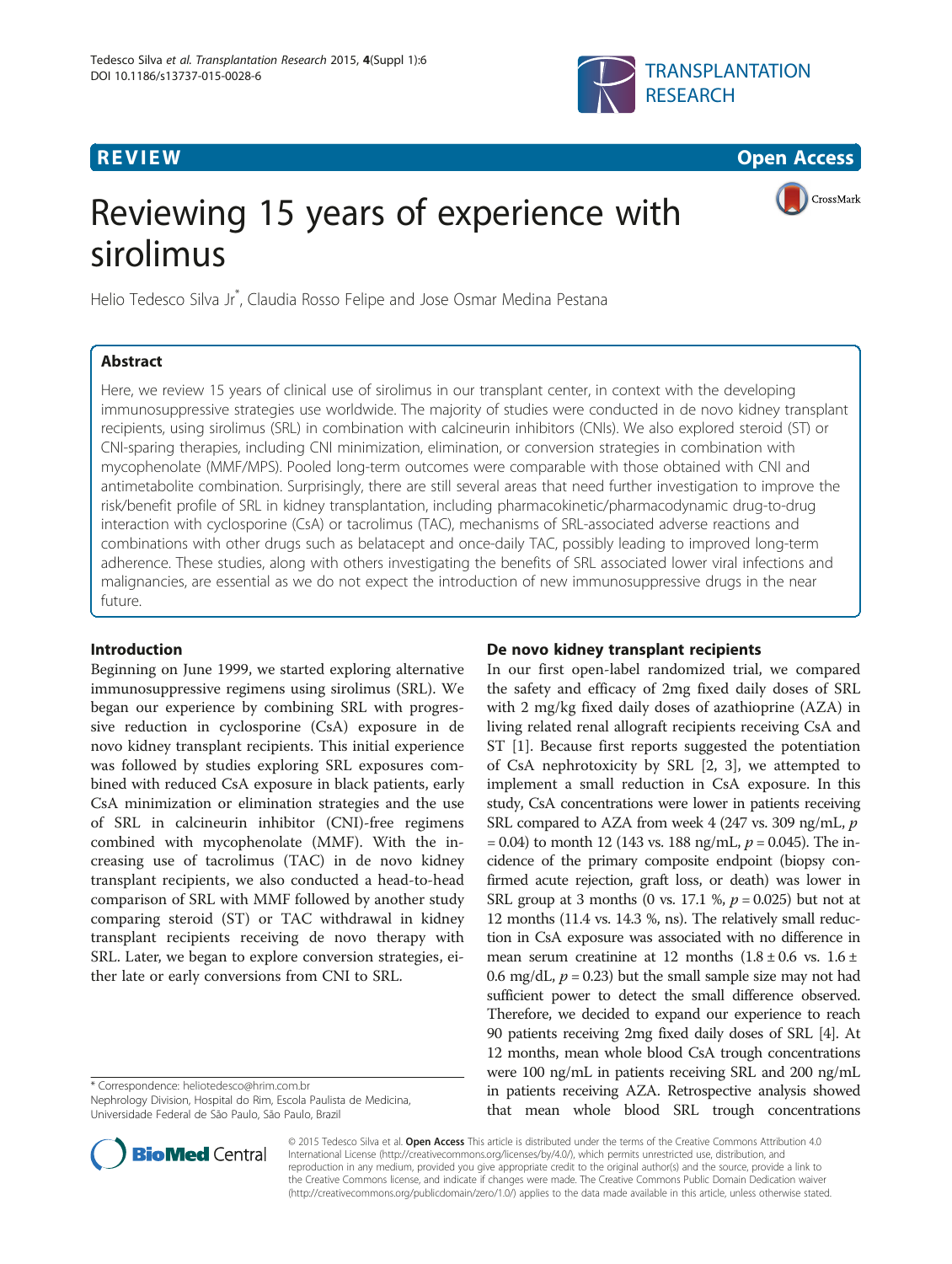REVIEW Open Access

# Reviewing 15 years of experience with sirolimus

Helio Tedesco Silva Jr*, Claudia Rosso Felipe and Jose Osmar Medina Pestana

## Abstract

Here, we review 15 years of clinical use of sirolimus in our transplant center, in context with the developing immunosuppressive strategies use worldwide. The majority of studies were conducted in de novo kidney transplant recipients, using sirolimus (SRL) in combination with calcineurin inhibitors (CNIs). We also explored steroid (ST) or CNI-sparing therapies, including CNI minimization, elimination, or conversion strategies in combination with mycophenolate (MMF/MPS). Pooled long-term outcomes were comparable with those obtained with CNI and antimetabolite combination. Surprisingly, there are still several areas that need further investigation to improve the risk/benefit profile of SRL in kidney transplantation, including pharmacokinetic/pharmacodynamic drug-to-drug interaction with cyclosporine (CsA) or tacrolimus (TAC), mechanisms of SRL-associated adverse reactions and combinations with other drugs such as belatacept and once-daily TAC, possibly leading to improved long-term adherence. These studies, along with others investigating the benefits of SRL associated lower viral infections and malignancies, are essential as we do not expect the introduction of new immunosuppressive drugs in the near future.

## Introduction

Beginning on June 1999, we started exploring alternative immunosuppressive regimens using sirolimus (SRL). We began our experience by combining SRL with progressive reduction in cyclosporine (CsA) exposure in de novo kidney transplant recipients. This initial experience was followed by studies exploring SRL exposures combined with reduced CsA exposure in black patients, early CsA minimization or elimination strategies and the use of SRL in calcineurin inhibitor (CNI)-free regimens combined with mycophenolate (MMF). With the increasing use of tacrolimus (TAC) in de novo kidney transplant recipients, we also conducted a head-to-head comparison of SRL with MMF followed by another study comparing steroid (ST) or TAC withdrawal in kidney transplant recipients receiving de novo therapy with SRL. Later, we began to explore conversion strategies, either late or early conversions from CNI to SRL.

## De novo kidney transplant recipients

In our first open-label randomized trial, we compared the safety and efficacy of 2mg fixed daily doses of SRL with 2 mg/kg fixed daily doses of azathioprine (AZA) in living related renal allograft recipients receiving CsA and ST [1]. Because first reports suggested the potentiation of CsA nephrotoxicity by SRL [2, 3], we attempted to implement a small reduction in CsA exposure. In this study, CsA concentrations were lower in patients receiving SRL compared to AZA from week 4 (247 vs. 309 ng/mL, $p = 0.04$) to month 12 (143 vs. 188 ng/mL, $p = 0.045$). The incidence of the primary composite endpoint (biopsy confirmed acute rejection, graft loss, or death) was lower in SRL group at 3 months (0 vs. 17.1 %, $p = 0.025$) but not at 12 months (11.4 vs. 14.3 %, ns). The relatively small reduction in CsA exposure was associated with no difference in mean serum creatinine at 12 months ($1.8 \pm 0.6$ vs. $1.6 \pm 0.6$ mg/dL, $p = 0.23$) but the small sample size may not had sufficient power to detect the small difference observed. Therefore, we decided to expand our experience to reach 90 patients receiving 2mg fixed daily doses of SRL [4]. At 12 months, mean whole blood CsA trough concentrations were 100 ng/mL in patients receiving SRL and 200 ng/mL in patients receiving AZA. Retrospective analysis showed that mean whole blood SRL trough concentrations

* Correspondence: heliotedesco@hrim.com.br
Nephrology Division, Hospital do Rim, Escola Paulista de Medicina, Universidade Federal de São Paulo, São Paulo, Brazil

© 2015 Tedesco Silva et al. **Open Access** This article is distributed under the terms of the Creative Commons Attribution 4.0 International License (http://creativecommons.org/licenses/by/4.0/), which permits unrestricted use, distribution, and reproduction in any medium, provided you give appropriate credit to the original author(s) and the source, provide a link to the Creative Commons license, and indicate if changes were made. The Creative Commons Public Domain Dedication waiver (http://creativecommons.org/publicdomain/zero/1.0/) applies to the data made available in this article, unless otherwise stated.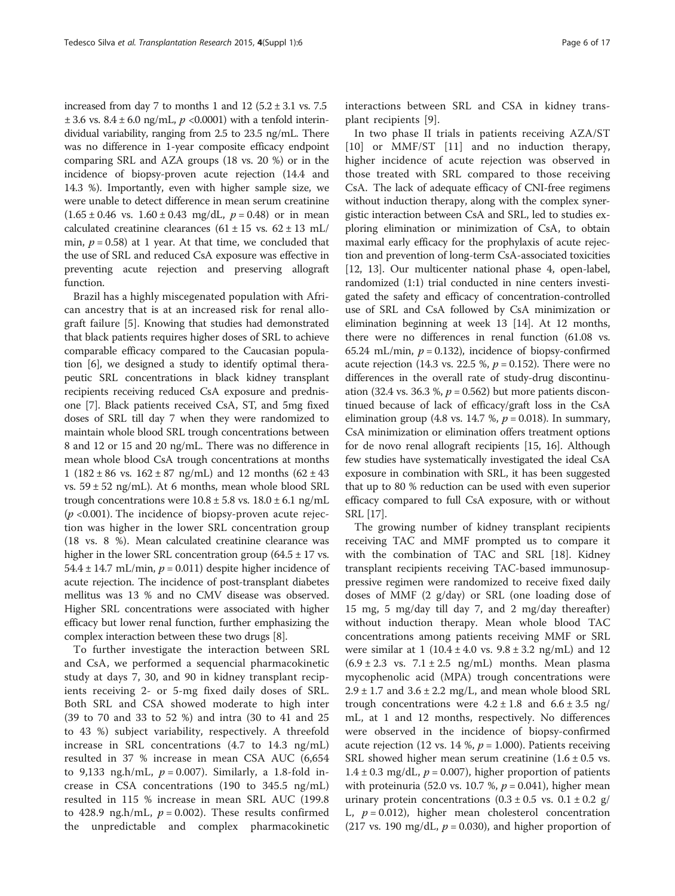increased from day 7 to months 1 and 12 (5.2 ± 3.1 vs. 7.5 ± 3.6 vs. 8.4 ± 6.0 ng/mL, $p$ <0.0001) with a tenfold interindividual variability, ranging from 2.5 to 23.5 ng/mL. There was no difference in 1-year composite efficacy endpoint comparing SRL and AZA groups (18 vs. 20 %) or in the incidence of biopsy-proven acute rejection (14.4 and 14.3 %). Importantly, even with higher sample size, we were unable to detect difference in mean serum creatinine (1.65 ± 0.46 vs. 1.60 ± 0.43 mg/dL, $p$ = 0.48) or in mean calculated creatinine clearances (61 ± 15 vs. 62 ± 13 mL/min, $p$ = 0.58) at 1 year. At that time, we concluded that the use of SRL and reduced CsA exposure was effective in preventing acute rejection and preserving allograft function.

Brazil has a highly miscegenated population with African ancestry that is at an increased risk for renal allograft failure [5]. Knowing that studies had demonstrated that black patients requires higher doses of SRL to achieve comparable efficacy compared to the Caucasian population [6], we designed a study to identify optimal therapeutic SRL concentrations in black kidney transplant recipients receiving reduced CsA exposure and prednisone [7]. Black patients received CsA, ST, and 5mg fixed doses of SRL till day 7 when they were randomized to maintain whole blood SRL trough concentrations between 8 and 12 or 15 and 20 ng/mL. There was no difference in mean whole blood CsA trough concentrations at months 1 (182 ± 86 vs. 162 ± 87 ng/mL) and 12 months (62 ± 43 vs. 59 ± 52 ng/mL). At 6 months, mean whole blood SRL trough concentrations were 10.8 ± 5.8 vs. 18.0 ± 6.1 ng/mL ($p$ <0.001). The incidence of biopsy-proven acute rejection was higher in the lower SRL concentration group (18 vs. 8 %). Mean calculated creatinine clearance was higher in the lower SRL concentration group (64.5 ± 17 vs. 54.4 ± 14.7 mL/min, $p$ = 0.011) despite higher incidence of acute rejection. The incidence of post-transplant diabetes mellitus was 13 % and no CMV disease was observed. Higher SRL concentrations were associated with higher efficacy but lower renal function, further emphasizing the complex interaction between these two drugs [8].

To further investigate the interaction between SRL and CsA, we performed a sequencial pharmacokinetic study at days 7, 30, and 90 in kidney transplant recipients receiving 2- or 5-mg fixed daily doses of SRL. Both SRL and CSA showed moderate to high inter (39 to 70 and 33 to 52 %) and intra (30 to 41 and 25 to 43 %) subject variability, respectively. A threefold increase in SRL concentrations (4.7 to 14.3 ng/mL) resulted in 37 % increase in mean CSA AUC (6,654 to 9,133 ng.h/mL, $p$ = 0.007). Similarly, a 1.8-fold increase in CSA concentrations (190 to 345.5 ng/mL) resulted in 115 % increase in mean SRL AUC (199.8 to 428.9 ng.h/mL, $p$ = 0.002). These results confirmed the unpredictable and complex pharmacokinetic interactions between SRL and CSA in kidney transplant recipients [9].

In two phase II trials in patients receiving AZA/ST [10] or MMF/ST [11] and no induction therapy, higher incidence of acute rejection was observed in those treated with SRL compared to those receiving CsA. The lack of adequate efficacy of CNI-free regimens without induction therapy, along with the complex synergistic interaction between CsA and SRL, led to studies exploring elimination or minimization of CsA, to obtain maximal early efficacy for the prophylaxis of acute rejection and prevention of long-term CsA-associated toxicities [12, 13]. Our multicenter national phase 4, open-label, randomized (1:1) trial conducted in nine centers investigated the safety and efficacy of concentration-controlled use of SRL and CsA followed by CsA minimization or elimination beginning at week 13 [14]. At 12 months, there were no differences in renal function (61.08 vs. 65.24 mL/min, $p$ = 0.132), incidence of biopsy-confirmed acute rejection (14.3 vs. 22.5 %, $p$ = 0.152). There were no differences in the overall rate of study-drug discontinuation (32.4 vs. 36.3 %, $p$ = 0.562) but more patients discontinued because of lack of efficacy/graft loss in the CsA elimination group (4.8 vs. 14.7 %, $p$ = 0.018). In summary, CsA minimization or elimination offers treatment options for de novo renal allograft recipients [15, 16]. Although few studies have systematically investigated the ideal CsA exposure in combination with SRL, it has been suggested that up to 80 % reduction can be used with even superior efficacy compared to full CsA exposure, with or without SRL [17].

The growing number of kidney transplant recipients receiving TAC and MMF prompted us to compare it with the combination of TAC and SRL [18]. Kidney transplant recipients receiving TAC-based immunosuppressive regimen were randomized to receive fixed daily doses of MMF (2 g/day) or SRL (one loading dose of 15 mg, 5 mg/day till day 7, and 2 mg/day thereafter) without induction therapy. Mean whole blood TAC concentrations among patients receiving MMF or SRL were similar at 1 (10.4 ± 4.0 vs. 9.8 ± 3.2 ng/mL) and 12 (6.9 ± 2.3 vs. 7.1 ± 2.5 ng/mL) months. Mean plasma mycophenolic acid (MPA) trough concentrations were 2.9 ± 1.7 and 3.6 ± 2.2 mg/L, and mean whole blood SRL trough concentrations were 4.2 ± 1.8 and 6.6 ± 3.5 ng/mL, at 1 and 12 months, respectively. No differences were observed in the incidence of biopsy-confirmed acute rejection (12 vs. 14 %, $p$ = 1.000). Patients receiving SRL showed higher mean serum creatinine (1.6 ± 0.5 vs. 1.4 ± 0.3 mg/dL, $p$ = 0.007), higher proportion of patients with proteinuria (52.0 vs. 10.7 %, $p$ = 0.041), higher mean urinary protein concentrations (0.3 ± 0.5 vs. 0.1 ± 0.2 g/L, $p$ = 0.012), higher mean cholesterol concentration (217 vs. 190 mg/dL, $p$ = 0.030), and higher proportion of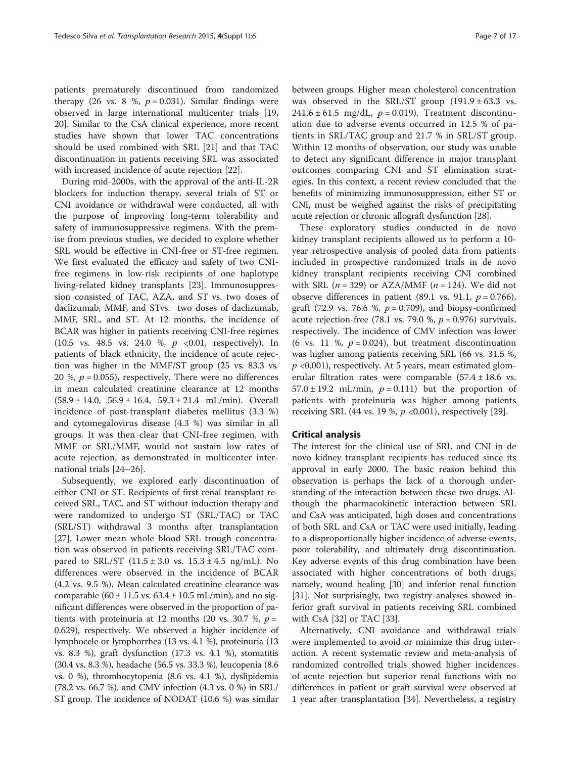patients prematurely discontinued from randomized therapy (26 vs. 8 %, $p = 0.031$). Similar findings were observed in large international multicenter trials [19, 20]. Similar to the CsA clinical experience, more recent studies have shown that lower TAC concentrations should be used combined with SRL [21] and that TAC discontinuation in patients receiving SRL was associated with increased incidence of acute rejection [22].

During mid-2000s, with the approval of the anti-IL-2R blockers for induction therapy, several trials of ST or CNI avoidance or withdrawal were conducted, all with the purpose of improving long-term tolerability and safety of immunosuppressive regimens. With the premise from previous studies, we decided to explore whether SRL would be effective in CNI-free or ST-free regimen. We first evaluated the efficacy and safety of two CNI-free regimens in low-risk recipients of one haplotype living-related kidney transplants [23]. Immunosuppression consisted of TAC, AZA, and ST vs. two doses of daclizumab, MMF, and STvs. two doses of daclizumab, MMF, SRL, and ST. At 12 months, the incidence of BCAR was higher in patients receiving CNI-free regimes (10.5 vs. 48.5 vs. 24.0 %, $p < 0.01$, respectively). In patients of black ethnicity, the incidence of acute rejection was higher in the MMF/ST group (25 vs. 83.3 vs. 20 %, $p = 0.055$), respectively. There were no differences in mean calculated creatinine clearance at 12 months (58.9 ± 14.0, 56.9 ± 16.4, 59.3 ± 21.4 mL/min). Overall incidence of post-transplant diabetes mellitus (3.3 %) and cytomegalovirus disease (4.3 %) was similar in all groups. It was then clear that CNI-free regimen, with MMF or SRL/MMF, would not sustain low rates of acute rejection, as demonstrated in multicenter international trials [24–26].

Subsequently, we explored early discontinuation of either CNI or ST. Recipients of first renal transplant received SRL, TAC, and ST without induction therapy and were randomized to undergo ST (SRL/TAC) or TAC (SRL/ST) withdrawal 3 months after transplantation [27]. Lower mean whole blood SRL trough concentration was observed in patients receiving SRL/TAC compared to SRL/ST (11.5 ± 3.0 vs. 15.3 ± 4.5 ng/mL). No differences were observed in the incidence of BCAR (4.2 vs. 9.5 %). Mean calculated creatinine clearance was comparable (60 ± 11.5 vs. 63.4 ± 10.5 mL/min), and no significant differences were observed in the proportion of patients with proteinuria at 12 months (20 vs. 30.7 %, $p = 0.629$), respectively. We observed a higher incidence of lymphocele or lymphorrhea (13 vs. 4.1 %), proteinuria (13 vs. 8.3 %), graft dysfunction (17.3 vs. 4.1 %), stomatitis (30.4 vs. 8.3 %), headache (56.5 vs. 33.3 %), leucopenia (8.6 vs. 0 %), thrombocytopenia (8.6 vs. 4.1 %), dyslipidemia (78.2 vs. 66.7 %), and CMV infection (4.3 vs. 0 %) in SRL/ST group. The incidence of NODAT (10.6 %) was similar between groups. Higher mean cholesterol concentration was observed in the SRL/ST group (191.9 ± 63.3 vs. 241.6 ± 61.5 mg/dL, $p = 0.019$). Treatment discontinuation due to adverse events occurred in 12.5 % of patients in SRL/TAC group and 21.7 % in SRL/ST group. Within 12 months of observation, our study was unable to detect any significant difference in major transplant outcomes comparing CNI and ST elimination strategies. In this context, a recent review concluded that the benefits of minimizing immunosuppression, either ST or CNI, must be weighed against the risks of precipitating acute rejection or chronic allograft dysfunction [28].

These exploratory studies conducted in de novo kidney transplant recipients allowed us to perform a 10-year retrospective analysis of pooled data from patients included in prospective randomized trials in de novo kidney transplant recipients receiving CNI combined with SRL ($n = 329$) or AZA/MMF ($n = 124$). We did not observe differences in patient (89.1 vs. 91.1, $p = 0.766$), graft (72.9 vs. 76.6 %, $p = 0.709$), and biopsy-confirmed acute rejection-free (78.1 vs. 79.0 %, $p = 0.976$) survivals, respectively. The incidence of CMV infection was lower (6 vs. 11 %, $p = 0.024$), but treatment discontinuation was higher among patients receiving SRL (66 vs. 31.5 %, $p < 0.001$), respectively. At 5 years, mean estimated glomerular filtration rates were comparable (57.4 ± 18.6 vs. 57.0 ± 19.2 mL/min, $p = 0.111$) but the proportion of patients with proteinuria was higher among patients receiving SRL (44 vs. 19 %, $p < 0.001$), respectively [29].

## Critical analysis

The interest for the clinical use of SRL and CNI in de novo kidney transplant recipients has reduced since its approval in early 2000. The basic reason behind this observation is perhaps the lack of a thorough understanding of the interaction between these two drugs. Although the pharmacokinetic interaction between SRL and CsA was anticipated, high doses and concentrations of both SRL and CsA or TAC were used initially, leading to a disproportionally higher incidence of adverse events, poor tolerability, and ultimately drug discontinuation. Key adverse events of this drug combination have been associated with higher concentrations of both drugs, namely, wound healing [30] and inferior renal function [31]. Not surprisingly, two registry analyses showed inferior graft survival in patients receiving SRL combined with CsA [32] or TAC [33].

Alternatively, CNI avoidance and withdrawal trials were implemented to avoid or minimize this drug interaction. A recent systematic review and meta-analysis of randomized controlled trials showed higher incidences of acute rejection but superior renal functions with no differences in patient or graft survival were observed at 1 year after transplantation [34]. Nevertheless, a registry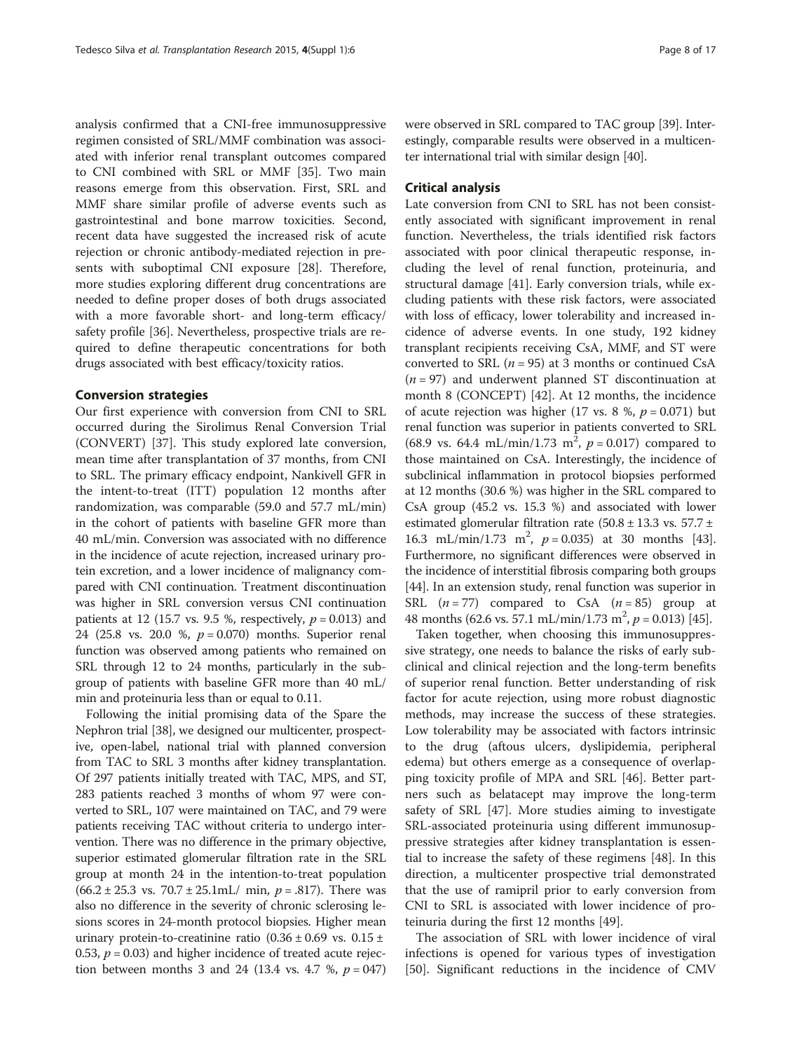analysis confirmed that a CNI-free immunosuppressive regimen consisted of SRL/MMF combination was associated with inferior renal transplant outcomes compared to CNI combined with SRL or MMF [35]. Two main reasons emerge from this observation. First, SRL and MMF share similar profile of adverse events such as gastrointestinal and bone marrow toxicities. Second, recent data have suggested the increased risk of acute rejection or chronic antibody-mediated rejection in presents with suboptimal CNI exposure [28]. Therefore, more studies exploring different drug concentrations are needed to define proper doses of both drugs associated with a more favorable short- and long-term efficacy/safety profile [36]. Nevertheless, prospective trials are required to define therapeutic concentrations for both drugs associated with best efficacy/toxicity ratios.

### Conversion strategies

Our first experience with conversion from CNI to SRL occurred during the Sirolimus Renal Conversion Trial (CONVERT) [37]. This study explored late conversion, mean time after transplantation of 37 months, from CNI to SRL. The primary efficacy endpoint, Nankivell GFR in the intent-to-treat (ITT) population 12 months after randomization, was comparable (59.0 and 57.7 mL/min) in the cohort of patients with baseline GFR more than 40 mL/min. Conversion was associated with no difference in the incidence of acute rejection, increased urinary protein excretion, and a lower incidence of malignancy compared with CNI continuation. Treatment discontinuation was higher in SRL conversion versus CNI continuation patients at 12 (15.7 vs. 9.5 %, respectively, $p = 0.013$) and 24 (25.8 vs. 20.0 %, $p = 0.070$) months. Superior renal function was observed among patients who remained on SRL through 12 to 24 months, particularly in the subgroup of patients with baseline GFR more than 40 mL/min and proteinuria less than or equal to 0.11.

Following the initial promising data of the Spare the Nephron trial [38], we designed our multicenter, prospective, open-label, national trial with planned conversion from TAC to SRL 3 months after kidney transplantation. Of 297 patients initially treated with TAC, MPS, and ST, 283 patients reached 3 months of whom 97 were converted to SRL, 107 were maintained on TAC, and 79 were patients receiving TAC without criteria to undergo intervention. There was no difference in the primary objective, superior estimated glomerular filtration rate in the SRL group at month 24 in the intention-to-treat population ($66.2 \pm 25.3$ vs. $70.7 \pm 25.1$mL/ min, $p = .817$). There was also no difference in the severity of chronic sclerosing lesions scores in 24-month protocol biopsies. Higher mean urinary protein-to-creatinine ratio ($0.36 \pm 0.69$ vs. $0.15 \pm 0.53$, $p = 0.03$) and higher incidence of treated acute rejection between months 3 and 24 (13.4 vs. 4.7 %, $p = 047$) were observed in SRL compared to TAC group [39]. Interestingly, comparable results were observed in a multicenter international trial with similar design [40].

### Critical analysis

Late conversion from CNI to SRL has not been consistently associated with significant improvement in renal function. Nevertheless, the trials identified risk factors associated with poor clinical therapeutic response, including the level of renal function, proteinuria, and structural damage [41]. Early conversion trials, while excluding patients with these risk factors, were associated with loss of efficacy, lower tolerability and increased incidence of adverse events. In one study, 192 kidney transplant recipients receiving CsA, MMF, and ST were converted to SRL ($n = 95$) at 3 months or continued CsA ($n = 97$) and underwent planned ST discontinuation at month 8 (CONCEPT) [42]. At 12 months, the incidence of acute rejection was higher (17 vs. 8 %, $p = 0.071$) but renal function was superior in patients converted to SRL (68.9 vs. 64.4 mL/min/1.73 $m^2$, $p = 0.017$) compared to those maintained on CsA. Interestingly, the incidence of subclinical inflammation in protocol biopsies performed at 12 months (30.6 %) was higher in the SRL compared to CsA group (45.2 vs. 15.3 %) and associated with lower estimated glomerular filtration rate ($50.8 \pm 13.3$ vs. $57.7 \pm 16.3$ mL/min/1.73 $m^2$, $p = 0.035$) at 30 months [43]. Furthermore, no significant differences were observed in the incidence of interstitial fibrosis comparing both groups [44]. In an extension study, renal function was superior in SRL ($n = 77$) compared to CsA ($n = 85$) group at 48 months (62.6 vs. 57.1 mL/min/1.73 $m^2$, $p = 0.013$) [45].

Taken together, when choosing this immunosuppressive strategy, one needs to balance the risks of early subclinical and clinical rejection and the long-term benefits of superior renal function. Better understanding of risk factor for acute rejection, using more robust diagnostic methods, may increase the success of these strategies. Low tolerability may be associated with factors intrinsic to the drug (aftous ulcers, dyslipidemia, peripheral edema) but others emerge as a consequence of overlapping toxicity profile of MPA and SRL [46]. Better partners such as belatacept may improve the long-term safety of SRL [47]. More studies aiming to investigate SRL-associated proteinuria using different immunosuppressive strategies after kidney transplantation is essential to increase the safety of these regimens [48]. In this direction, a multicenter prospective trial demonstrated that the use of ramipril prior to early conversion from CNI to SRL is associated with lower incidence of proteinuria during the first 12 months [49].

The association of SRL with lower incidence of viral infections is opened for various types of investigation [50]. Significant reductions in the incidence of CMV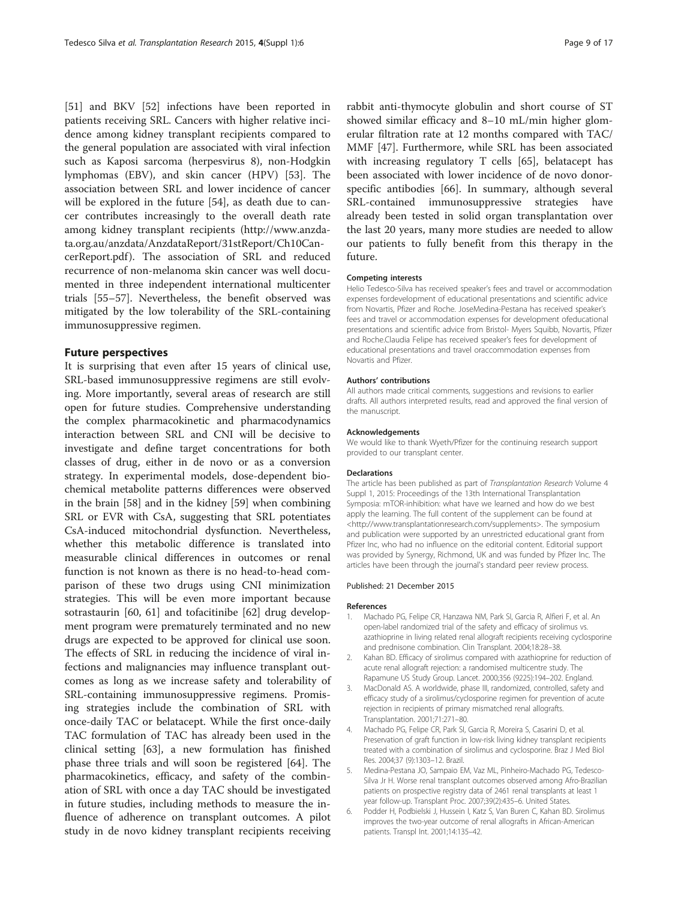[51] and BKV [52] infections have been reported in patients receiving SRL. Cancers with higher relative incidence among kidney transplant recipients compared to the general population are associated with viral infection such as Kaposi sarcoma (herpesvirus 8), non-Hodgkin lymphomas (EBV), and skin cancer (HPV) [53]. The association between SRL and lower incidence of cancer will be explored in the future [54], as death due to cancer contributes increasingly to the overall death rate among kidney transplant recipients (http://www.anzdata.org.au/anzdata/AnzdataReport/31stReport/Ch10CancerReport.pdf). The association of SRL and reduced recurrence of non-melanoma skin cancer was well documented in three independent international multicenter trials [55–57]. Nevertheless, the benefit observed was mitigated by the low tolerability of the SRL-containing immunosuppressive regimen.

## Future perspectives

It is surprising that even after 15 years of clinical use, SRL-based immunosuppressive regimens are still evolving. More importantly, several areas of research are still open for future studies. Comprehensive understanding the complex pharmacokinetic and pharmacodynamics interaction between SRL and CNI will be decisive to investigate and define target concentrations for both classes of drug, either in de novo or as a conversion strategy. In experimental models, dose-dependent biochemical metabolite patterns differences were observed in the brain [58] and in the kidney [59] when combining SRL or EVR with CsA, suggesting that SRL potentiates CsA-induced mitochondrial dysfunction. Nevertheless, whether this metabolic difference is translated into measurable clinical differences in outcomes or renal function is not known as there is no head-to-head comparison of these two drugs using CNI minimization strategies. This will be even more important because sotrastaurin [60, 61] and tofacitinibe [62] drug development program were prematurely terminated and no new drugs are expected to be approved for clinical use soon. The effects of SRL in reducing the incidence of viral infections and malignancies may influence transplant outcomes as long as we increase safety and tolerability of SRL-containing immunosuppressive regimens. Promising strategies include the combination of SRL with once-daily TAC or belatacept. While the first once-daily TAC formulation of TAC has already been used in the clinical setting [63], a new formulation has finished phase three trials and will soon be registered [64]. The pharmacokinetics, efficacy, and safety of the combination of SRL with once a day TAC should be investigated in future studies, including methods to measure the influence of adherence on transplant outcomes. A pilot study in de novo kidney transplant recipients receiving rabbit anti-thymocyte globulin and short course of ST showed similar efficacy and 8–10 mL/min higher glomerular filtration rate at 12 months compared with TAC/MMF [47]. Furthermore, while SRL has been associated with increasing regulatory T cells [65], belatacept has been associated with lower incidence of de novo donor-specific antibodies [66]. In summary, although several SRL-contained immunosuppressive strategies have already been tested in solid organ transplantation over the last 20 years, many more studies are needed to allow our patients to fully benefit from this therapy in the future.

#### Competing interests

Helio Tedesco-Silva has received speaker's fees and travel or accommodation expenses fordevelopment of educational presentations and scientific advice from Novartis, Pfizer and Roche. JoseMedina-Pestana has received speaker's fees and travel or accommodation expenses for development ofeducational presentations and scientific advice from Bristol- Myers Squibb, Novartis, Pfizer and Roche.Claudia Felipe has received speaker's fees for development of educational presentations and travel oraccommodation expenses from Novartis and Pfizer.

#### Authors' contributions

All authors made critical comments, suggestions and revisions to earlier drafts. All authors interpreted results, read and approved the final version of the manuscript.

#### Acknowledgements

We would like to thank Wyeth/Pfizer for the continuing research support provided to our transplant center.

#### Declarations

The article has been published as part of *Transplantation Research* Volume 4 Suppl 1, 2015: Proceedings of the 13th International Transplantation Symposia: mTOR-inhibition: what have we learned and how do we best apply the learning. The full content of the supplement can be found at <http://www.transplantationresearch.com/supplements>. The symposium and publication were supported by an unrestricted educational grant from Pfizer Inc, who had no influence on the editorial content. Editorial support was provided by Synergy, Richmond, UK and was funded by Pfizer Inc. The articles have been through the journal's standard peer review process.

Published: 21 December 2015

#### References

1. Machado PG, Felipe CR, Hanzawa NM, Park SI, Garcia R, Alfieri F, et al. An open-label randomized trial of the safety and efficacy of sirolimus vs. azathioprine in living related renal allograft recipients receiving cyclosporine and prednisone combination. Clin Transplant. 2004;18:28–38.
2. Kahan BD. Efficacy of sirolimus compared with azathioprine for reduction of acute renal allograft rejection: a randomised multicentre study. The Rapamune US Study Group. Lancet. 2000;356 (9225):194–202. England.
3. MacDonald AS. A worldwide, phase III, randomized, controlled, safety and efficacy study of a sirolimus/cyclosporine regimen for prevention of acute rejection in recipients of primary mismatched renal allografts. Transplantation. 2001;71:271–80.
4. Machado PG, Felipe CR, Park SI, Garcia R, Moreira S, Casarini D, et al. Preservation of graft function in low-risk living kidney transplant recipients treated with a combination of sirolimus and cyclosporine. Braz J Med Biol Res. 2004;37 (9):1303–12. Brazil.
5. Medina-Pestana JO, Sampaio EM, Vaz ML, Pinheiro-Machado PG, Tedesco-Silva Jr H. Worse renal transplant outcomes observed among Afro-Brazilian patients on prospective registry data of 2461 renal transplants at least 1 year follow-up. Transplant Proc. 2007;39(2):435–6. United States.
6. Podder H, Podbielski J, Hussein I, Katz S, Van Buren C, Kahan BD. Sirolimus improves the two-year outcome of renal allografts in African-American patients. Transpl Int. 2001;14:135–42.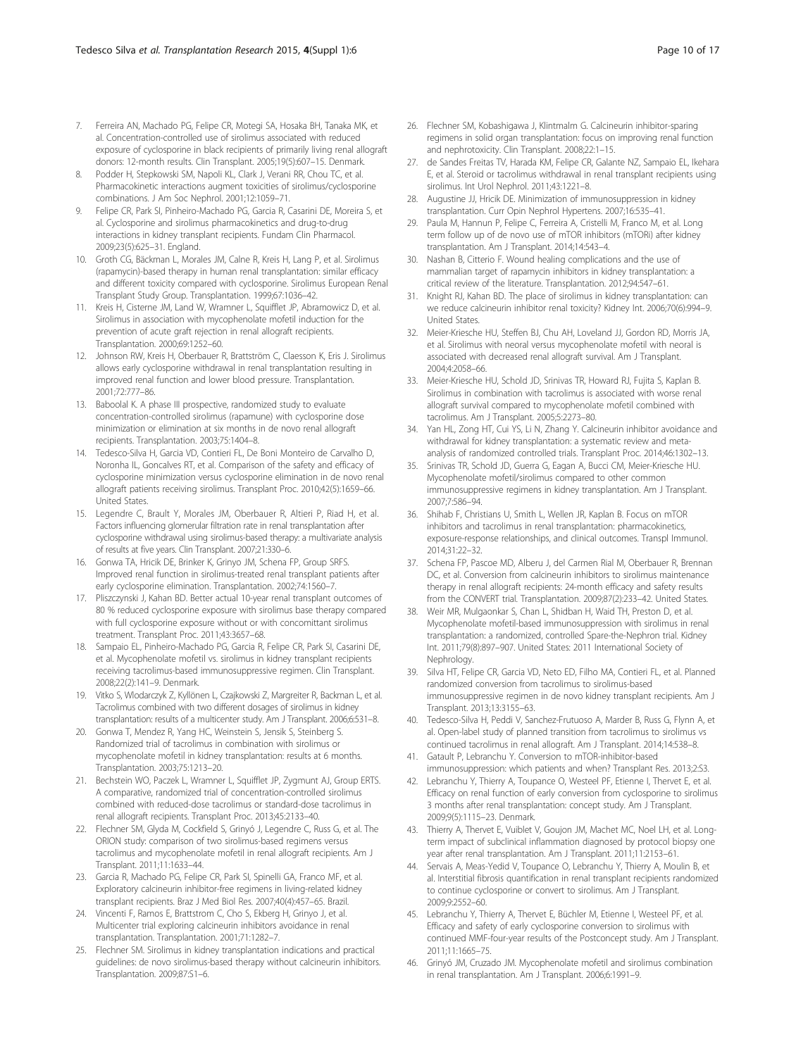7. Ferreira AN, Machado PG, Felipe CR, Motegi SA, Hosaka BH, Tanaka MK, et al. Concentration-controlled use of sirolimus associated with reduced exposure of cyclosporine in black recipients of primarily living renal allograft donors: 12-month results. Clin Transplant. 2005;19(5):607–15. Denmark.
8. Podder H, Stepkowski SM, Napoli KL, Clark J, Verani RR, Chou TC, et al. Pharmacokinetic interactions augment toxicities of sirolimus/cyclosporine combinations. J Am Soc Nephrol. 2001;12:1059–71.
9. Felipe CR, Park SI, Pinheiro-Machado PG, Garcia R, Casarini DE, Moreira S, et al. Cyclosporine and sirolimus pharmacokinetics and drug-to-drug interactions in kidney transplant recipients. Fundam Clin Pharmacol. 2009;23(5):625–31. England.
10. Groth CG, Bäckman L, Morales JM, Calne R, Kreis H, Lang P, et al. Sirolimus (rapamycin)-based therapy in human renal transplantation: similar efficacy and different toxicity compared with cyclosporine. Sirolimus European Renal Transplant Study Group. Transplantation. 1999;67:1036–42.
11. Kreis H, Cisterne JM, Land W, Wramner L, Squifflet JP, Abramowicz D, et al. Sirolimus in association with mycophenolate mofetil induction for the prevention of acute graft rejection in renal allograft recipients. Transplantation. 2000;69:1252–60.
12. Johnson RW, Kreis H, Oberbauer R, Brattström C, Claesson K, Eris J. Sirolimus allows early cyclosporine withdrawal in renal transplantation resulting in improved renal function and lower blood pressure. Transplantation. 2001;72:777–86.
13. Baboolal K. A phase III prospective, randomized study to evaluate concentration-controlled sirolimus (rapamune) with cyclosporine dose minimization or elimination at six months in de novo renal allograft recipients. Transplantation. 2003;75:1404–8.
14. Tedesco-Silva H, Garcia VD, Contieri FL, De Boni Monteiro de Carvalho D, Noronha IL, Goncalves RT, et al. Comparison of the safety and efficacy of cyclosporine minimization versus cyclosporine elimination in de novo renal allograft patients receiving sirolimus. Transplant Proc. 2010;42(5):1659–66. United States.
15. Legendre C, Brault Y, Morales JM, Oberbauer R, Altieri P, Riad H, et al. Factors influencing glomerular filtration rate in renal transplantation after cyclosporine withdrawal using sirolimus-based therapy: a multivariate analysis of results at five years. Clin Transplant. 2007;21:330–6.
16. Gonwa TA, Hricik DE, Brinker K, Grinyo JM, Schena FP, Group SRFS. Improved renal function in sirolimus-treated renal transplant patients after early cyclosporine elimination. Transplantation. 2002;74:1560–7.
17. Pliszczynski J, Kahan BD. Better actual 10-year renal transplant outcomes of 80 % reduced cyclosporine exposure with sirolimus base therapy compared with full cyclosporine exposure without or with concomittant sirolimus treatment. Transplant Proc. 2011;43:3657–68.
18. Sampaio EL, Pinheiro-Machado PG, Garcia R, Felipe CR, Park SI, Casarini DE, et al. Mycophenolate mofetil vs. sirolimus in kidney transplant recipients receiving tacrolimus-based immunosuppressive regimen. Clin Transplant. 2008;22(2):141–9. Denmark.
19. Vitko S, Wlodarczyk Z, Kyllönen L, Czajkowski Z, Margreiter R, Backman L, et al. Tacrolimus combined with two different dosages of sirolimus in kidney transplantation: results of a multicenter study. Am J Transplant. 2006;6:531–8.
20. Gonwa T, Mendez R, Yang HC, Weinstein S, Jensik S, Steinberg S. Randomized trial of tacrolimus in combination with sirolimus or mycophenolate mofetil in kidney transplantation: results at 6 months. Transplantation. 2003;75:1213–20.
21. Bechstein WO, Paczek L, Wramner L, Squifflet JP, Zygmunt AJ, Group ERTS. A comparative, randomized trial of concentration-controlled sirolimus combined with reduced-dose tacrolimus or standard-dose tacrolimus in renal allograft recipients. Transplant Proc. 2013;45:2133–40.
22. Flechner SM, Glyda M, Cockfield S, Grinyó J, Legendre C, Russ G, et al. The ORION study: comparison of two sirolimus-based regimens versus tacrolimus and mycophenolate mofetil in renal allograft recipients. Am J Transplant. 2011;11:1633–44.
23. Garcia R, Machado PG, Felipe CR, Park SI, Spinelli GA, Franco MF, et al. Exploratory calcineurin inhibitor-free regimens in living-related kidney transplant recipients. Braz J Med Biol Res. 2007;40(4):457–65. Brazil.
24. Vincenti F, Ramos E, Brattstrom C, Cho S, Ekberg H, Grinyo J, et al. Multicenter trial exploring calcineurin inhibitors avoidance in renal transplantation. Transplantation. 2001;71:1282–7.
25. Flechner SM. Sirolimus in kidney transplantation indications and practical guidelines: de novo sirolimus-based therapy without calcineurin inhibitors. Transplantation. 2009;87:S1–6.
26. Flechner SM, Kobashigawa J, Klintmalm G. Calcineurin inhibitor-sparing regimens in solid organ transplantation: focus on improving renal function and nephrotoxicity. Clin Transplant. 2008;22:1–15.
27. de Sandes Freitas TV, Harada KM, Felipe CR, Galante NZ, Sampaio EL, Ikehara E, et al. Steroid or tacrolimus withdrawal in renal transplant recipients using sirolimus. Int Urol Nephrol. 2011;43:1221–8.
28. Augustine JJ, Hricik DE. Minimization of immunosuppression in kidney transplantation. Curr Opin Nephrol Hypertens. 2007;16:535–41.
29. Paula M, Hannun P, Felipe C, Ferreira A, Cristelli M, Franco M, et al. Long term follow up of de novo use of mTOR inhibitors (mTORi) after kidney transplantation. Am J Transplant. 2014;14:543–4.
30. Nashan B, Citterio F. Wound healing complications and the use of mammalian target of rapamycin inhibitors in kidney transplantation: a critical review of the literature. Transplantation. 2012;94:547–61.
31. Knight RJ, Kahan BD. The place of sirolimus in kidney transplantation: can we reduce calcineurin inhibitor renal toxicity? Kidney Int. 2006;70(6):994–9. United States.
32. Meier-Kriesche HU, Steffen BJ, Chu AH, Loveland JJ, Gordon RD, Morris JA, et al. Sirolimus with neoral versus mycophenolate mofetil with neoral is associated with decreased renal allograft survival. Am J Transplant. 2004;4:2058–66.
33. Meier-Kriesche HU, Schold JD, Srinivas TR, Howard RJ, Fujita S, Kaplan B. Sirolimus in combination with tacrolimus is associated with worse renal allograft survival compared to mycophenolate mofetil combined with tacrolimus. Am J Transplant. 2005;5:2273–80.
34. Yan HL, Zong HT, Cui YS, Li N, Zhang Y. Calcineurin inhibitor avoidance and withdrawal for kidney transplantation: a systematic review and meta-analysis of randomized controlled trials. Transplant Proc. 2014;46:1302–13.
35. Srinivas TR, Schold JD, Guerra G, Eagan A, Bucci CM, Meier-Kriesche HU. Mycophenolate mofetil/sirolimus compared to other common immunosuppressive regimens in kidney transplantation. Am J Transplant. 2007;7:586–94.
36. Shihab F, Christians U, Smith L, Wellen JR, Kaplan B. Focus on mTOR inhibitors and tacrolimus in renal transplantation: pharmacokinetics, exposure-response relationships, and clinical outcomes. Transpl Immunol. 2014;31:22–32.
37. Schena FP, Pascoe MD, Alberu J, del Carmen Rial M, Oberbauer R, Brennan DC, et al. Conversion from calcineurin inhibitors to sirolimus maintenance therapy in renal allograft recipients: 24-month efficacy and safety results from the CONVERT trial. Transplantation. 2009;87(2):233–42. United States.
38. Weir MR, Mulgaonkar S, Chan L, Shidban H, Waid TH, Preston D, et al. Mycophenolate mofetil-based immunosuppression with sirolimus in renal transplantation: a randomized, controlled Spare-the-Nephron trial. Kidney Int. 2011;79(8):897–907. United States: 2011 International Society of Nephrology.
39. Silva HT, Felipe CR, Garcia VD, Neto ED, Filho MA, Contieri FL, et al. Planned randomized conversion from tacrolimus to sirolimus-based immunosuppressive regimen in de novo kidney transplant recipients. Am J Transplant. 2013;13:3155–63.
40. Tedesco-Silva H, Peddi V, Sanchez-Frutuoso A, Marder B, Russ G, Flynn A, et al. Open-label study of planned transition from tacrolimus to sirolimus vs continued tacrolimus in renal allograft. Am J Transplant. 2014;14:538–8.
41. Gatault P, Lebranchu Y. Conversion to mTOR-inhibitor-based immunosuppression: which patients and when? Transplant Res. 2013;2:S3.
42. Lebranchu Y, Thierry A, Toupance O, Westeel PF, Etienne I, Thervet E, et al. Efficacy on renal function of early conversion from cyclosporine to sirolimus 3 months after renal transplantation: concept study. Am J Transplant. 2009;9(5):1115–23. Denmark.
43. Thierry A, Thervet E, Vuiblet V, Goujon JM, Machet MC, Noel LH, et al. Long-term impact of subclinical inflammation diagnosed by protocol biopsy one year after renal transplantation. Am J Transplant. 2011;11:2153–61.
44. Servais A, Meas-Yedid V, Toupance O, Lebranchu Y, Thierry A, Moulin B, et al. Interstitial fibrosis quantification in renal transplant recipients randomized to continue cyclosporine or convert to sirolimus. Am J Transplant. 2009;9:2552–60.
45. Lebranchu Y, Thierry A, Thervet E, Büchler M, Etienne I, Westeel PF, et al. Efficacy and safety of early cyclosporine conversion to sirolimus with continued MMF-four-year results of the Postconcept study. Am J Transplant. 2011;11:1665–75.
46. Grinyó JM, Cruzado JM. Mycophenolate mofetil and sirolimus combination in renal transplantation. Am J Transplant. 2006;6:1991–9.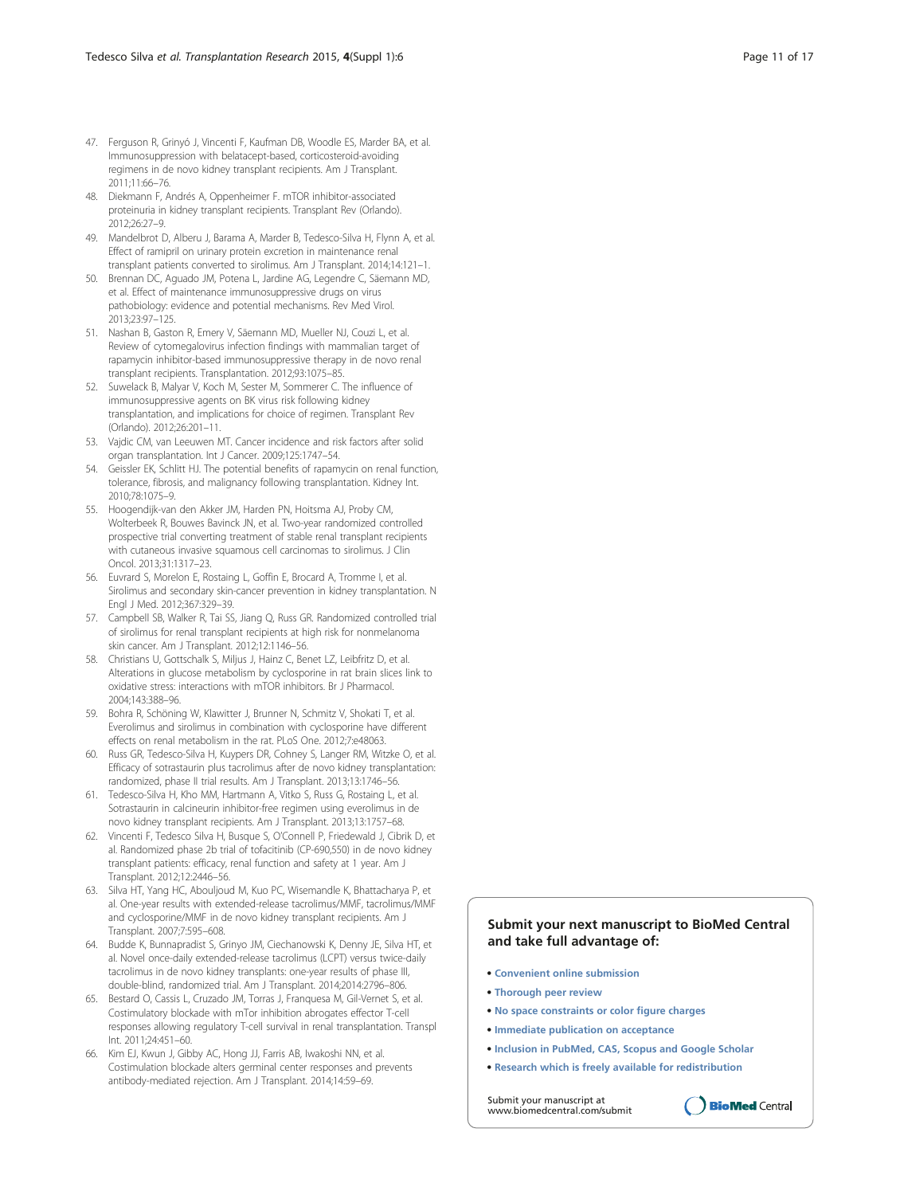47. Ferguson R, Grinyó J, Vincenti F, Kaufman DB, Woodle ES, Marder BA, et al. Immunosuppression with belatacept-based, corticosteroid-avoiding regimens in de novo kidney transplant recipients. Am J Transplant. 2011;11:66–76.
48. Diekmann F, Andrés A, Oppenheimer F. mTOR inhibitor-associated proteinuria in kidney transplant recipients. Transplant Rev (Orlando). 2012;26:27–9.
49. Mandelbrot D, Alberu J, Barama A, Marder B, Tedesco-Silva H, Flynn A, et al. Effect of ramipril on urinary protein excretion in maintenance renal transplant patients converted to sirolimus. Am J Transplant. 2014;14:121–1.
50. Brennan DC, Aguado JM, Potena L, Jardine AG, Legendre C, Säemann MD, et al. Effect of maintenance immunosuppressive drugs on virus pathobiology: evidence and potential mechanisms. Rev Med Virol. 2013;23:97–125.
51. Nashan B, Gaston R, Emery V, Säemann MD, Mueller NJ, Couzi L, et al. Review of cytomegalovirus infection findings with mammalian target of rapamycin inhibitor-based immunosuppressive therapy in de novo renal transplant recipients. Transplantation. 2012;93:1075–85.
52. Suwelack B, Malyar V, Koch M, Sester M, Sommerer C. The influence of immunosuppressive agents on BK virus risk following kidney transplantation, and implications for choice of regimen. Transplant Rev (Orlando). 2012;26:201–11.
53. Vajdic CM, van Leeuwen MT. Cancer incidence and risk factors after solid organ transplantation. Int J Cancer. 2009;125:1747–54.
54. Geissler EK, Schlitt HJ. The potential benefits of rapamycin on renal function, tolerance, fibrosis, and malignancy following transplantation. Kidney Int. 2010;78:1075–9.
55. Hoogendijk-van den Akker JM, Harden PN, Hoitsma AJ, Proby CM, Wolterbeek R, Bouwes Bavinck JN, et al. Two-year randomized controlled prospective trial converting treatment of stable renal transplant recipients with cutaneous invasive squamous cell carcinomas to sirolimus. J Clin Oncol. 2013;31:1317–23.
56. Euvrard S, Morelon E, Rostaing L, Goffin E, Brocard A, Tromme I, et al. Sirolimus and secondary skin-cancer prevention in kidney transplantation. N Engl J Med. 2012;367:329–39.
57. Campbell SB, Walker R, Tai SS, Jiang Q, Russ GR. Randomized controlled trial of sirolimus for renal transplant recipients at high risk for nonmelanoma skin cancer. Am J Transplant. 2012;12:1146–56.
58. Christians U, Gottschalk S, Miljus J, Hainz C, Benet LZ, Leibfritz D, et al. Alterations in glucose metabolism by cyclosporine in rat brain slices link to oxidative stress: interactions with mTOR inhibitors. Br J Pharmacol. 2004;143:388–96.
59. Bohra R, Schöning W, Klawitter J, Brunner N, Schmitz V, Shokati T, et al. Everolimus and sirolimus in combination with cyclosporine have different effects on renal metabolism in the rat. PLoS One. 2012;7:e48063.
60. Russ GR, Tedesco-Silva H, Kuypers DR, Cohney S, Langer RM, Witzke O, et al. Efficacy of sotrastaurin plus tacrolimus after de novo kidney transplantation: randomized, phase II trial results. Am J Transplant. 2013;13:1746–56.
61. Tedesco-Silva H, Kho MM, Hartmann A, Vitko S, Russ G, Rostaing L, et al. Sotrastaurin in calcineurin inhibitor-free regimen using everolimus in de novo kidney transplant recipients. Am J Transplant. 2013;13:1757–68.
62. Vincenti F, Tedesco Silva H, Busque S, O'Connell P, Friedewald J, Cibrik D, et al. Randomized phase 2b trial of tofacitinib (CP-690,550) in de novo kidney transplant patients: efficacy, renal function and safety at 1 year. Am J Transplant. 2012;12:2446–56.
63. Silva HT, Yang HC, Abouljoud M, Kuo PC, Wisemandle K, Bhattacharya P, et al. One-year results with extended-release tacrolimus/MMF, tacrolimus/MMF and cyclosporine/MMF in de novo kidney transplant recipients. Am J Transplant. 2007;7:595–608.
64. Budde K, Bunnapradist S, Grinyo JM, Ciechanowski K, Denny JE, Silva HT, et al. Novel once-daily extended-release tacrolimus (LCPT) versus twice-daily tacrolimus in de novo kidney transplants: one-year results of phase III, double-blind, randomized trial. Am J Transplant. 2014;2014:2796–806.
65. Bestard O, Cassis L, Cruzado JM, Torras J, Franquesa M, Gil-Vernet S, et al. Costimulatory blockade with mTor inhibition abrogates effector T-cell responses allowing regulatory T-cell survival in renal transplantation. Transpl Int. 2011;24:451–60.
66. Kim EJ, Kwun J, Gibby AC, Hong JJ, Farris AB, Iwakoshi NN, et al. Costimulation blockade alters germinal center responses and prevents antibody-mediated rejection. Am J Transplant. 2014;14:59–69.

**Submit your next manuscript to BioMed Central and take full advantage of:**

- **Convenient online submission**
- **Thorough peer review**
- **No space constraints or color figure charges**
- **Immediate publication on acceptance**
- **Inclusion in PubMed, CAS, Scopus and Google Scholar**
- **Research which is freely available for redistribution**

Submit your manuscript at
www.biomedcentral.com/submit

BioMed Central